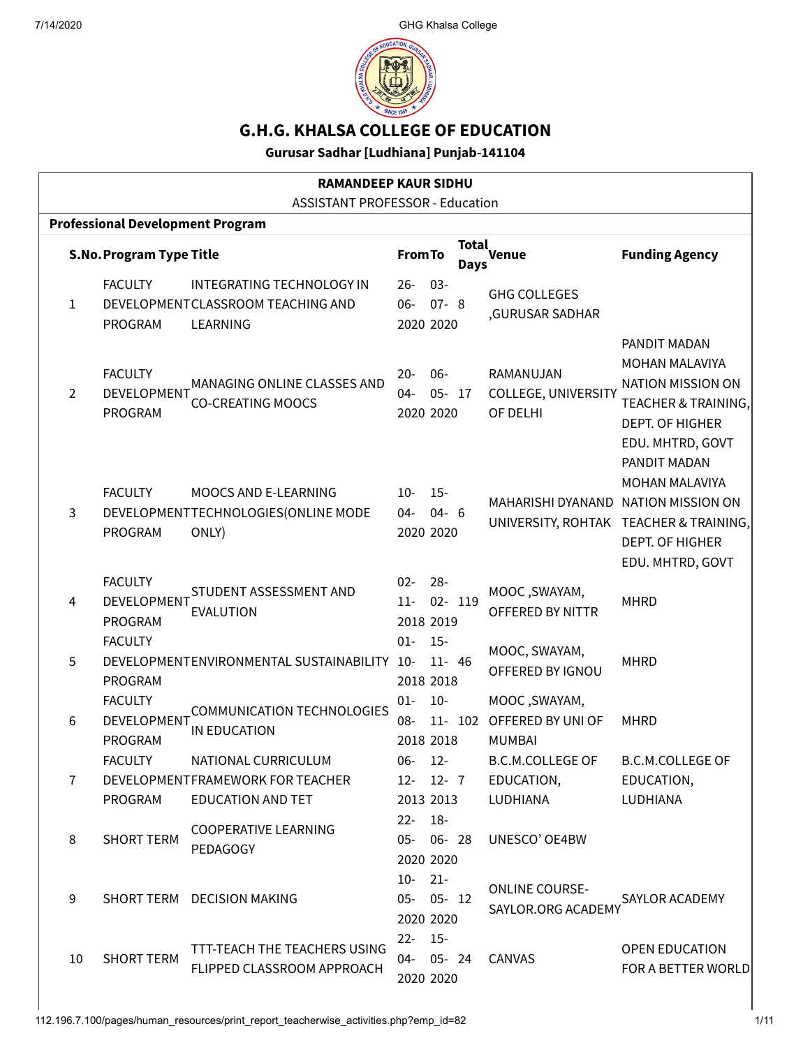# G.H.G. KHALSA COLLEGE OF EDUCATION

**Gurusar Sadhar [Ludhiana] Punjab-141104**

**RAMANDEEP KAUR SIDHU**

ASSISTANT PROFESSOR - Education

**Professional Development Program**

| S.No. | Program Type | Title | From | To | Total Days | Venue | Funding Agency |
|---|---|---|---|---|---|---|---|
| 1 | FACULTY DEVELOPMENT PROGRAM | INTEGRATING TECHNOLOGY IN CLASSROOM TEACHING AND LEARNING | 26-06-2020 | 03-07-2020 | 8 | GHG COLLEGES ,GURUSAR SADHAR | |
| 2 | FACULTY DEVELOPMENT PROGRAM | MANAGING ONLINE CLASSES AND CO-CREATING MOOCS | 20-04-2020 | 06-05-2020 | 17 | RAMANUJAN COLLEGE, UNIVERSITY OF DELHI | PANDIT MADAN MOHAN MALAVIYA NATION MISSION ON TEACHER & TRAINING, DEPT. OF HIGHER EDU. MHTRD, GOVT |
| 3 | FACULTY DEVELOPMENT PROGRAM | MOOCS AND E-LEARNING TECHNOLOGIES(ONLINE MODE ONLY) | 10-04-2020 | 15-04-2020 | 6 | MAHARISHI DYANAND UNIVERSITY, ROHTAK | PANDIT MADAN MOHAN MALAVIYA NATION MISSION ON TEACHER & TRAINING, DEPT. OF HIGHER EDU. MHTRD, GOVT |
| 4 | FACULTY DEVELOPMENT PROGRAM | STUDENT ASSESSMENT AND EVALUTION | 02-11-2018 | 28-02-2019 | 119 | MOOC ,SWAYAM, OFFERED BY NITTR | MHRD |
| 5 | FACULTY DEVELOPMENT PROGRAM | ENVIRONMENTAL SUSTAINABILITY | 01-10-2018 | 15-11-2018 | 46 | MOOC, SWAYAM, OFFERED BY IGNOU | MHRD |
| 6 | FACULTY DEVELOPMENT PROGRAM | COMMUNICATION TECHNOLOGIES IN EDUCATION | 01-08-2018 | 10-11-2018 | 102 | MOOC ,SWAYAM, OFFERED BY UNI OF MUMBAI | MHRD |
| 7 | FACULTY DEVELOPMENT PROGRAM | NATIONAL CURRICULUM FRAMEWORK FOR TEACHER EDUCATION AND TET | 06-12-2013 | 12-12-2013 | 7 | B.C.M.COLLEGE OF EDUCATION, LUDHIANA | B.C.M.COLLEGE OF EDUCATION, LUDHIANA |
| 8 | SHORT TERM | COOPERATIVE LEARNING PEDAGOGY | 22-05-2020 | 18-06-2020 | 28 | UNESCO' OE4BW | |
| 9 | SHORT TERM | DECISION MAKING | 10-05-2020 | 21-05-2020 | 12 | ONLINE COURSE-SAYLOR.ORG ACADEMY | SAYLOR ACADEMY |
| 10 | SHORT TERM | TTT-TEACH THE TEACHERS USING FLIPPED CLASSROOM APPROACH | 22-04-2020 | 15-05-2020 | 24 | CANVAS | OPEN EDUCATION FOR A BETTER WORLD |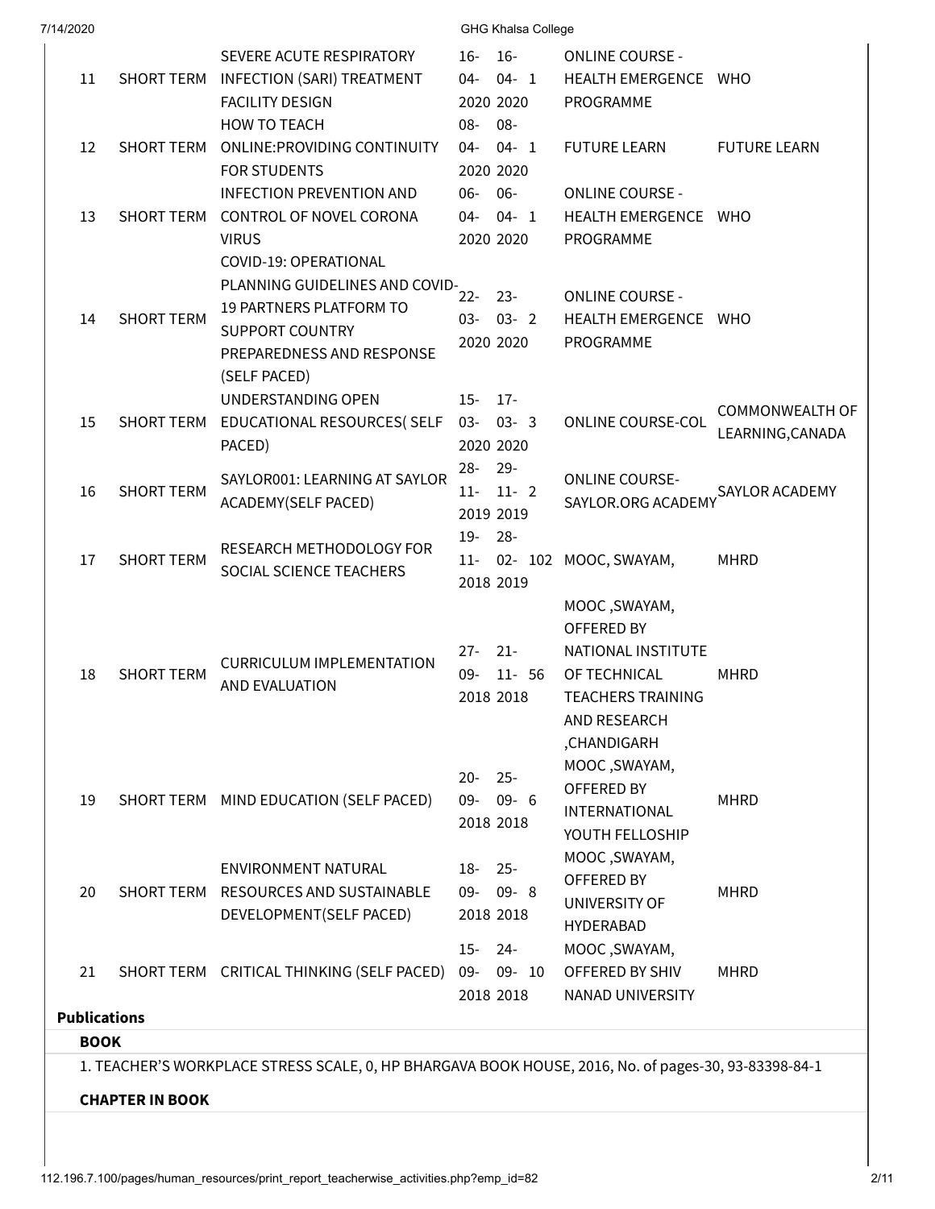| 11 | SHORT TERM | SEVERE ACUTE RESPIRATORY INFECTION (SARI) TREATMENT FACILITY DESIGN | 16-04-2020 | 16-04-2020 | 1 | ONLINE COURSE - HEALTH EMERGENCE PROGRAMME | WHO |
|---|---|---|---|---|---|---|---|
| 12 | SHORT TERM | HOW TO TEACH ONLINE:PROVIDING CONTINUITY FOR STUDENTS | 08-04-2020 | 08-04-2020 | 1 | FUTURE LEARN | FUTURE LEARN |
| 13 | SHORT TERM | INFECTION PREVENTION AND CONTROL OF NOVEL CORONA VIRUS | 06-04-2020 | 06-04-2020 | 1 | ONLINE COURSE - HEALTH EMERGENCE PROGRAMME | WHO |
| 14 | SHORT TERM | COVID-19: OPERATIONAL PLANNING GUIDELINES AND COVID-19 PARTNERS PLATFORM TO SUPPORT COUNTRY PREPAREDNESS AND RESPONSE (SELF PACED) | 22-03-2020 | 23-03-2020 | 2 | ONLINE COURSE - HEALTH EMERGENCE PROGRAMME | WHO |
| 15 | SHORT TERM | UNDERSTANDING OPEN EDUCATIONAL RESOURCES( SELF PACED) | 15-03-2020 | 17-03-2020 | 3 | ONLINE COURSE-COL | COMMONWEALTH OF LEARNING,CANADA |
| 16 | SHORT TERM | SAYLOR001: LEARNING AT SAYLOR ACADEMY(SELF PACED) | 28-11-2019 | 29-11-2019 | 2 | ONLINE COURSE-SAYLOR.ORG ACADEMY | SAYLOR ACADEMY |
| 17 | SHORT TERM | RESEARCH METHODOLOGY FOR SOCIAL SCIENCE TEACHERS | 19-11-2018 | 28-02-2019 | 102 | MOOC, SWAYAM, | MHRD |
| 18 | SHORT TERM | CURRICULUM IMPLEMENTATION AND EVALUATION | 27-09-2018 | 21-11-2018 | 56 | MOOC ,SWAYAM, OFFERED BY NATIONAL INSTITUTE OF TECHNICAL TEACHERS TRAINING AND RESEARCH ,CHANDIGARH | MHRD |
| 19 | SHORT TERM | MIND EDUCATION (SELF PACED) | 20-09-2018 | 25-09-2018 | 6 | MOOC ,SWAYAM, OFFERED BY INTERNATIONAL YOUTH FELLOSHIP | MHRD |
| 20 | SHORT TERM | ENVIRONMENT NATURAL RESOURCES AND SUSTAINABLE DEVELOPMENT(SELF PACED) | 18-09-2018 | 25-09-2018 | 8 | MOOC ,SWAYAM, OFFERED BY UNIVERSITY OF HYDERABAD | MHRD |
| 21 | SHORT TERM | CRITICAL THINKING (SELF PACED) | 15-09-2018 | 24-09-2018 | 10 | MOOC ,SWAYAM, OFFERED BY SHIV NANAD UNIVERSITY | MHRD |

**Publications**

**BOOK**

1. TEACHER'S WORKPLACE STRESS SCALE, 0, HP BHARGAVA BOOK HOUSE, 2016, No. of pages-30, 93-83398-84-1

**CHAPTER IN BOOK**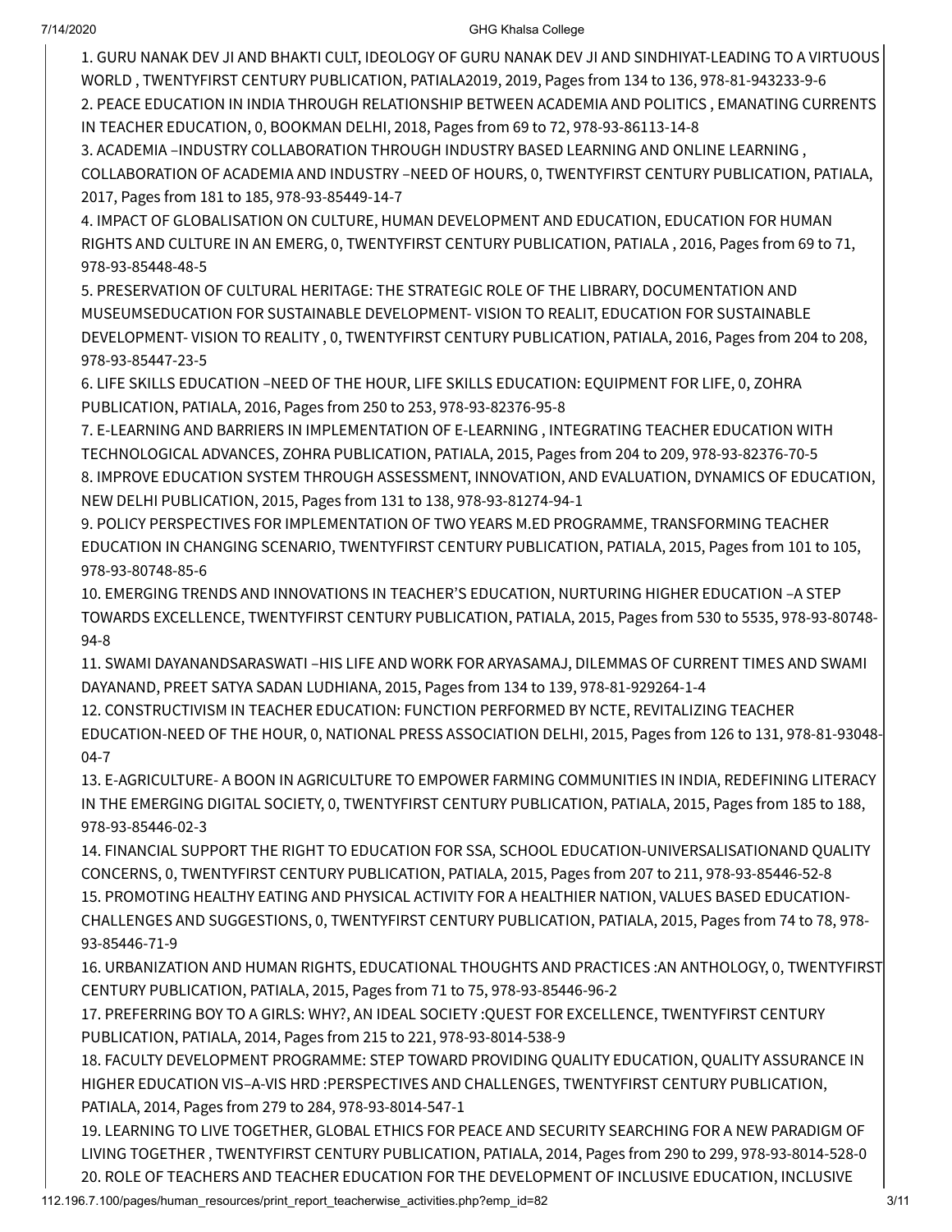1. GURU NANAK DEV JI AND BHAKTI CULT, IDEOLOGY OF GURU NANAK DEV JI AND SINDHIYAT-LEADING TO A VIRTUOUS WORLD , TWENTYFIRST CENTURY PUBLICATION, PATIALA2019, 2019, Pages from 134 to 136, 978-81-943233-9-6
2. PEACE EDUCATION IN INDIA THROUGH RELATIONSHIP BETWEEN ACADEMIA AND POLITICS , EMANATING CURRENTS IN TEACHER EDUCATION, 0, BOOKMAN DELHI, 2018, Pages from 69 to 72, 978-93-86113-14-8
3. ACADEMIA –INDUSTRY COLLABORATION THROUGH INDUSTRY BASED LEARNING AND ONLINE LEARNING , COLLABORATION OF ACADEMIA AND INDUSTRY –NEED OF HOURS, 0, TWENTYFIRST CENTURY PUBLICATION, PATIALA, 2017, Pages from 181 to 185, 978-93-85449-14-7
4. IMPACT OF GLOBALISATION ON CULTURE, HUMAN DEVELOPMENT AND EDUCATION, EDUCATION FOR HUMAN RIGHTS AND CULTURE IN AN EMERG, 0, TWENTYFIRST CENTURY PUBLICATION, PATIALA , 2016, Pages from 69 to 71, 978-93-85448-48-5
5. PRESERVATION OF CULTURAL HERITAGE: THE STRATEGIC ROLE OF THE LIBRARY, DOCUMENTATION AND MUSEUMSEDUCATION FOR SUSTAINABLE DEVELOPMENT- VISION TO REALIT, EDUCATION FOR SUSTAINABLE DEVELOPMENT- VISION TO REALITY , 0, TWENTYFIRST CENTURY PUBLICATION, PATIALA, 2016, Pages from 204 to 208, 978-93-85447-23-5
6. LIFE SKILLS EDUCATION –NEED OF THE HOUR, LIFE SKILLS EDUCATION: EQUIPMENT FOR LIFE, 0, ZOHRA PUBLICATION, PATIALA, 2016, Pages from 250 to 253, 978-93-82376-95-8
7. E-LEARNING AND BARRIERS IN IMPLEMENTATION OF E-LEARNING , INTEGRATING TEACHER EDUCATION WITH TECHNOLOGICAL ADVANCES, ZOHRA PUBLICATION, PATIALA, 2015, Pages from 204 to 209, 978-93-82376-70-5
8. IMPROVE EDUCATION SYSTEM THROUGH ASSESSMENT, INNOVATION, AND EVALUATION, DYNAMICS OF EDUCATION, NEW DELHI PUBLICATION, 2015, Pages from 131 to 138, 978-93-81274-94-1
9. POLICY PERSPECTIVES FOR IMPLEMENTATION OF TWO YEARS M.ED PROGRAMME, TRANSFORMING TEACHER EDUCATION IN CHANGING SCENARIO, TWENTYFIRST CENTURY PUBLICATION, PATIALA, 2015, Pages from 101 to 105, 978-93-80748-85-6
10. EMERGING TRENDS AND INNOVATIONS IN TEACHER'S EDUCATION, NURTURING HIGHER EDUCATION –A STEP TOWARDS EXCELLENCE, TWENTYFIRST CENTURY PUBLICATION, PATIALA, 2015, Pages from 530 to 5535, 978-93-80748-94-8
11. SWAMI DAYANANDSARASWATI –HIS LIFE AND WORK FOR ARYASAMAJ, DILEMMAS OF CURRENT TIMES AND SWAMI DAYANAND, PREET SATYA SADAN LUDHIANA, 2015, Pages from 134 to 139, 978-81-929264-1-4
12. CONSTRUCTIVISM IN TEACHER EDUCATION: FUNCTION PERFORMED BY NCTE, REVITALIZING TEACHER EDUCATION-NEED OF THE HOUR, 0, NATIONAL PRESS ASSOCIATION DELHI, 2015, Pages from 126 to 131, 978-81-93048-04-7
13. E-AGRICULTURE- A BOON IN AGRICULTURE TO EMPOWER FARMING COMMUNITIES IN INDIA, REDEFINING LITERACY IN THE EMERGING DIGITAL SOCIETY, 0, TWENTYFIRST CENTURY PUBLICATION, PATIALA, 2015, Pages from 185 to 188, 978-93-85446-02-3
14. FINANCIAL SUPPORT THE RIGHT TO EDUCATION FOR SSA, SCHOOL EDUCATION-UNIVERSALISATIONAND QUALITY CONCERNS, 0, TWENTYFIRST CENTURY PUBLICATION, PATIALA, 2015, Pages from 207 to 211, 978-93-85446-52-8
15. PROMOTING HEALTHY EATING AND PHYSICAL ACTIVITY FOR A HEALTHIER NATION, VALUES BASED EDUCATION-CHALLENGES AND SUGGESTIONS, 0, TWENTYFIRST CENTURY PUBLICATION, PATIALA, 2015, Pages from 74 to 78, 978-93-85446-71-9
16. URBANIZATION AND HUMAN RIGHTS, EDUCATIONAL THOUGHTS AND PRACTICES :AN ANTHOLOGY, 0, TWENTYFIRST CENTURY PUBLICATION, PATIALA, 2015, Pages from 71 to 75, 978-93-85446-96-2
17. PREFERRING BOY TO A GIRLS: WHY?, AN IDEAL SOCIETY :QUEST FOR EXCELLENCE, TWENTYFIRST CENTURY PUBLICATION, PATIALA, 2014, Pages from 215 to 221, 978-93-8014-538-9
18. FACULTY DEVELOPMENT PROGRAMME: STEP TOWARD PROVIDING QUALITY EDUCATION, QUALITY ASSURANCE IN HIGHER EDUCATION VIS–A-VIS HRD :PERSPECTIVES AND CHALLENGES, TWENTYFIRST CENTURY PUBLICATION, PATIALA, 2014, Pages from 279 to 284, 978-93-8014-547-1
19. LEARNING TO LIVE TOGETHER, GLOBAL ETHICS FOR PEACE AND SECURITY SEARCHING FOR A NEW PARADIGM OF LIVING TOGETHER , TWENTYFIRST CENTURY PUBLICATION, PATIALA, 2014, Pages from 290 to 299, 978-93-8014-528-0
20. ROLE OF TEACHERS AND TEACHER EDUCATION FOR THE DEVELOPMENT OF INCLUSIVE EDUCATION, INCLUSIVE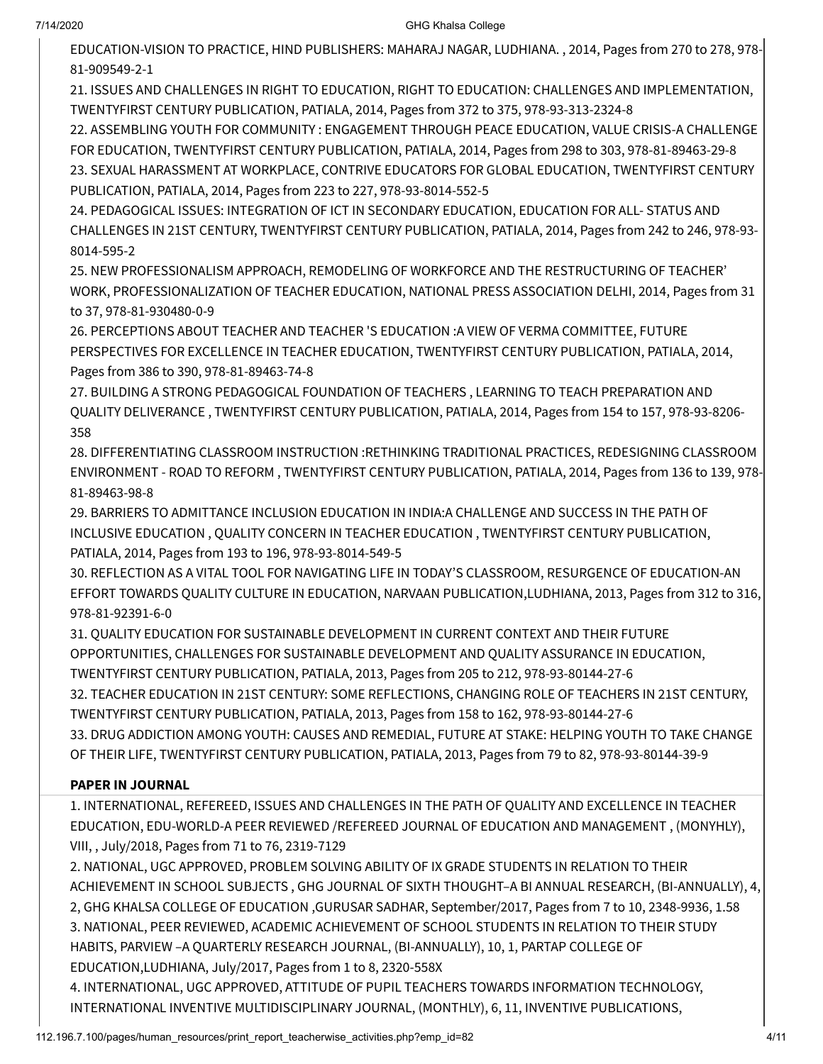EDUCATION-VISION TO PRACTICE, HIND PUBLISHERS: MAHARAJ NAGAR, LUDHIANA. , 2014, Pages from 270 to 278, 978-81-909549-2-1

21. ISSUES AND CHALLENGES IN RIGHT TO EDUCATION, RIGHT TO EDUCATION: CHALLENGES AND IMPLEMENTATION, TWENTYFIRST CENTURY PUBLICATION, PATIALA, 2014, Pages from 372 to 375, 978-93-313-2324-8

22. ASSEMBLING YOUTH FOR COMMUNITY : ENGAGEMENT THROUGH PEACE EDUCATION, VALUE CRISIS-A CHALLENGE FOR EDUCATION, TWENTYFIRST CENTURY PUBLICATION, PATIALA, 2014, Pages from 298 to 303, 978-81-89463-29-8

23. SEXUAL HARASSMENT AT WORKPLACE, CONTRIVE EDUCATORS FOR GLOBAL EDUCATION, TWENTYFIRST CENTURY PUBLICATION, PATIALA, 2014, Pages from 223 to 227, 978-93-8014-552-5

24. PEDAGOGICAL ISSUES: INTEGRATION OF ICT IN SECONDARY EDUCATION, EDUCATION FOR ALL- STATUS AND CHALLENGES IN 21ST CENTURY, TWENTYFIRST CENTURY PUBLICATION, PATIALA, 2014, Pages from 242 to 246, 978-93-8014-595-2

25. NEW PROFESSIONALISM APPROACH, REMODELING OF WORKFORCE AND THE RESTRUCTURING OF TEACHER' WORK, PROFESSIONALIZATION OF TEACHER EDUCATION, NATIONAL PRESS ASSOCIATION DELHI, 2014, Pages from 31 to 37, 978-81-930480-0-9

26. PERCEPTIONS ABOUT TEACHER AND TEACHER 'S EDUCATION :A VIEW OF VERMA COMMITTEE, FUTURE PERSPECTIVES FOR EXCELLENCE IN TEACHER EDUCATION, TWENTYFIRST CENTURY PUBLICATION, PATIALA, 2014, Pages from 386 to 390, 978-81-89463-74-8

27. BUILDING A STRONG PEDAGOGICAL FOUNDATION OF TEACHERS , LEARNING TO TEACH PREPARATION AND QUALITY DELIVERANCE , TWENTYFIRST CENTURY PUBLICATION, PATIALA, 2014, Pages from 154 to 157, 978-93-8206-358

28. DIFFERENTIATING CLASSROOM INSTRUCTION :RETHINKING TRADITIONAL PRACTICES, REDESIGNING CLASSROOM ENVIRONMENT - ROAD TO REFORM , TWENTYFIRST CENTURY PUBLICATION, PATIALA, 2014, Pages from 136 to 139, 978-81-89463-98-8

29. BARRIERS TO ADMITTANCE INCLUSION EDUCATION IN INDIA:A CHALLENGE AND SUCCESS IN THE PATH OF INCLUSIVE EDUCATION , QUALITY CONCERN IN TEACHER EDUCATION , TWENTYFIRST CENTURY PUBLICATION, PATIALA, 2014, Pages from 193 to 196, 978-93-8014-549-5

30. REFLECTION AS A VITAL TOOL FOR NAVIGATING LIFE IN TODAY'S CLASSROOM, RESURGENCE OF EDUCATION-AN EFFORT TOWARDS QUALITY CULTURE IN EDUCATION, NARVAAN PUBLICATION,LUDHIANA, 2013, Pages from 312 to 316, 978-81-92391-6-0

31. QUALITY EDUCATION FOR SUSTAINABLE DEVELOPMENT IN CURRENT CONTEXT AND THEIR FUTURE OPPORTUNITIES, CHALLENGES FOR SUSTAINABLE DEVELOPMENT AND QUALITY ASSURANCE IN EDUCATION, TWENTYFIRST CENTURY PUBLICATION, PATIALA, 2013, Pages from 205 to 212, 978-93-80144-27-6

32. TEACHER EDUCATION IN 21ST CENTURY: SOME REFLECTIONS, CHANGING ROLE OF TEACHERS IN 21ST CENTURY, TWENTYFIRST CENTURY PUBLICATION, PATIALA, 2013, Pages from 158 to 162, 978-93-80144-27-6

33. DRUG ADDICTION AMONG YOUTH: CAUSES AND REMEDIAL, FUTURE AT STAKE: HELPING YOUTH TO TAKE CHANGE OF THEIR LIFE, TWENTYFIRST CENTURY PUBLICATION, PATIALA, 2013, Pages from 79 to 82, 978-93-80144-39-9

**PAPER IN JOURNAL**

1. INTERNATIONAL, REFEREED, ISSUES AND CHALLENGES IN THE PATH OF QUALITY AND EXCELLENCE IN TEACHER EDUCATION, EDU-WORLD-A PEER REVIEWED /REFEREED JOURNAL OF EDUCATION AND MANAGEMENT , (MONYHLY), VIII, , July/2018, Pages from 71 to 76, 2319-7129

2. NATIONAL, UGC APPROVED, PROBLEM SOLVING ABILITY OF IX GRADE STUDENTS IN RELATION TO THEIR ACHIEVEMENT IN SCHOOL SUBJECTS , GHG JOURNAL OF SIXTH THOUGHT–A BI ANNUAL RESEARCH, (BI-ANNUALLY), 4, 2, GHG KHALSA COLLEGE OF EDUCATION ,GURUSAR SADHAR, September/2017, Pages from 7 to 10, 2348-9936, 1.58

3. NATIONAL, PEER REVIEWED, ACADEMIC ACHIEVEMENT OF SCHOOL STUDENTS IN RELATION TO THEIR STUDY HABITS, PARVIEW –A QUARTERLY RESEARCH JOURNAL, (BI-ANNUALLY), 10, 1, PARTAP COLLEGE OF EDUCATION,LUDHIANA, July/2017, Pages from 1 to 8, 2320-558X

4. INTERNATIONAL, UGC APPROVED, ATTITUDE OF PUPIL TEACHERS TOWARDS INFORMATION TECHNOLOGY, INTERNATIONAL INVENTIVE MULTIDISCIPLINARY JOURNAL, (MONTHLY), 6, 11, INVENTIVE PUBLICATIONS,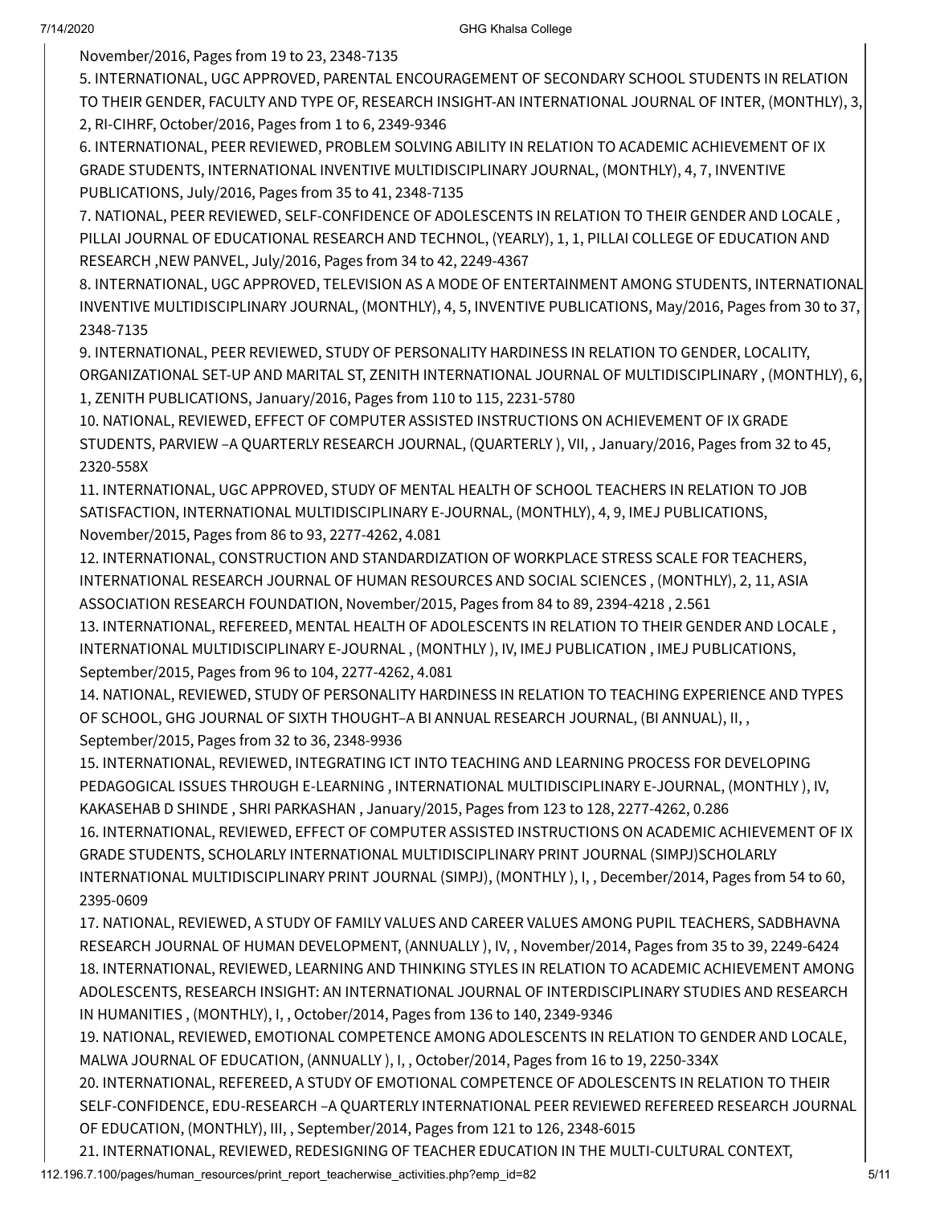November/2016, Pages from 19 to 23, 2348-7135

5. INTERNATIONAL, UGC APPROVED, PARENTAL ENCOURAGEMENT OF SECONDARY SCHOOL STUDENTS IN RELATION TO THEIR GENDER, FACULTY AND TYPE OF, RESEARCH INSIGHT-AN INTERNATIONAL JOURNAL OF INTER, (MONTHLY), 3, 2, RI-CIHRF, October/2016, Pages from 1 to 6, 2349-9346

6. INTERNATIONAL, PEER REVIEWED, PROBLEM SOLVING ABILITY IN RELATION TO ACADEMIC ACHIEVEMENT OF IX GRADE STUDENTS, INTERNATIONAL INVENTIVE MULTIDISCIPLINARY JOURNAL, (MONTHLY), 4, 7, INVENTIVE PUBLICATIONS, July/2016, Pages from 35 to 41, 2348-7135

7. NATIONAL, PEER REVIEWED, SELF-CONFIDENCE OF ADOLESCENTS IN RELATION TO THEIR GENDER AND LOCALE , PILLAI JOURNAL OF EDUCATIONAL RESEARCH AND TECHNOL, (YEARLY), 1, 1, PILLAI COLLEGE OF EDUCATION AND RESEARCH ,NEW PANVEL, July/2016, Pages from 34 to 42, 2249-4367

8. INTERNATIONAL, UGC APPROVED, TELEVISION AS A MODE OF ENTERTAINMENT AMONG STUDENTS, INTERNATIONAL INVENTIVE MULTIDISCIPLINARY JOURNAL, (MONTHLY), 4, 5, INVENTIVE PUBLICATIONS, May/2016, Pages from 30 to 37, 2348-7135

9. INTERNATIONAL, PEER REVIEWED, STUDY OF PERSONALITY HARDINESS IN RELATION TO GENDER, LOCALITY, ORGANIZATIONAL SET-UP AND MARITAL ST, ZENITH INTERNATIONAL JOURNAL OF MULTIDISCIPLINARY , (MONTHLY), 6, 1, ZENITH PUBLICATIONS, January/2016, Pages from 110 to 115, 2231-5780

10. NATIONAL, REVIEWED, EFFECT OF COMPUTER ASSISTED INSTRUCTIONS ON ACHIEVEMENT OF IX GRADE STUDENTS, PARVIEW –A QUARTERLY RESEARCH JOURNAL, (QUARTERLY ), VII, , January/2016, Pages from 32 to 45, 2320-558X

11. INTERNATIONAL, UGC APPROVED, STUDY OF MENTAL HEALTH OF SCHOOL TEACHERS IN RELATION TO JOB SATISFACTION, INTERNATIONAL MULTIDISCIPLINARY E-JOURNAL, (MONTHLY), 4, 9, IMEJ PUBLICATIONS, November/2015, Pages from 86 to 93, 2277-4262, 4.081

12. INTERNATIONAL, CONSTRUCTION AND STANDARDIZATION OF WORKPLACE STRESS SCALE FOR TEACHERS, INTERNATIONAL RESEARCH JOURNAL OF HUMAN RESOURCES AND SOCIAL SCIENCES , (MONTHLY), 2, 11, ASIA ASSOCIATION RESEARCH FOUNDATION, November/2015, Pages from 84 to 89, 2394-4218 , 2.561

13. INTERNATIONAL, REFEREED, MENTAL HEALTH OF ADOLESCENTS IN RELATION TO THEIR GENDER AND LOCALE , INTERNATIONAL MULTIDISCIPLINARY E-JOURNAL , (MONTHLY ), IV, IMEJ PUBLICATION , IMEJ PUBLICATIONS, September/2015, Pages from 96 to 104, 2277-4262, 4.081

14. NATIONAL, REVIEWED, STUDY OF PERSONALITY HARDINESS IN RELATION TO TEACHING EXPERIENCE AND TYPES OF SCHOOL, GHG JOURNAL OF SIXTH THOUGHT–A BI ANNUAL RESEARCH JOURNAL, (BI ANNUAL), II, , September/2015, Pages from 32 to 36, 2348-9936

15. INTERNATIONAL, REVIEWED, INTEGRATING ICT INTO TEACHING AND LEARNING PROCESS FOR DEVELOPING PEDAGOGICAL ISSUES THROUGH E-LEARNING , INTERNATIONAL MULTIDISCIPLINARY E-JOURNAL, (MONTHLY ), IV, KAKASEHAB D SHINDE , SHRI PARKASHAN , January/2015, Pages from 123 to 128, 2277-4262, 0.286

16. INTERNATIONAL, REVIEWED, EFFECT OF COMPUTER ASSISTED INSTRUCTIONS ON ACADEMIC ACHIEVEMENT OF IX GRADE STUDENTS, SCHOLARLY INTERNATIONAL MULTIDISCIPLINARY PRINT JOURNAL (SIMPJ)SCHOLARLY INTERNATIONAL MULTIDISCIPLINARY PRINT JOURNAL (SIMPJ), (MONTHLY ), I, , December/2014, Pages from 54 to 60, 2395-0609

17. NATIONAL, REVIEWED, A STUDY OF FAMILY VALUES AND CAREER VALUES AMONG PUPIL TEACHERS, SADBHAVNA RESEARCH JOURNAL OF HUMAN DEVELOPMENT, (ANNUALLY ), IV, , November/2014, Pages from 35 to 39, 2249-6424

18. INTERNATIONAL, REVIEWED, LEARNING AND THINKING STYLES IN RELATION TO ACADEMIC ACHIEVEMENT AMONG ADOLESCENTS, RESEARCH INSIGHT: AN INTERNATIONAL JOURNAL OF INTERDISCIPLINARY STUDIES AND RESEARCH IN HUMANITIES , (MONTHLY), I, , October/2014, Pages from 136 to 140, 2349-9346

19. NATIONAL, REVIEWED, EMOTIONAL COMPETENCE AMONG ADOLESCENTS IN RELATION TO GENDER AND LOCALE, MALWA JOURNAL OF EDUCATION, (ANNUALLY ), I, , October/2014, Pages from 16 to 19, 2250-334X

20. INTERNATIONAL, REFEREED, A STUDY OF EMOTIONAL COMPETENCE OF ADOLESCENTS IN RELATION TO THEIR SELF-CONFIDENCE, EDU-RESEARCH –A QUARTERLY INTERNATIONAL PEER REVIEWED REFEREED RESEARCH JOURNAL OF EDUCATION, (MONTHLY), III, , September/2014, Pages from 121 to 126, 2348-6015

21. INTERNATIONAL, REVIEWED, REDESIGNING OF TEACHER EDUCATION IN THE MULTI-CULTURAL CONTEXT,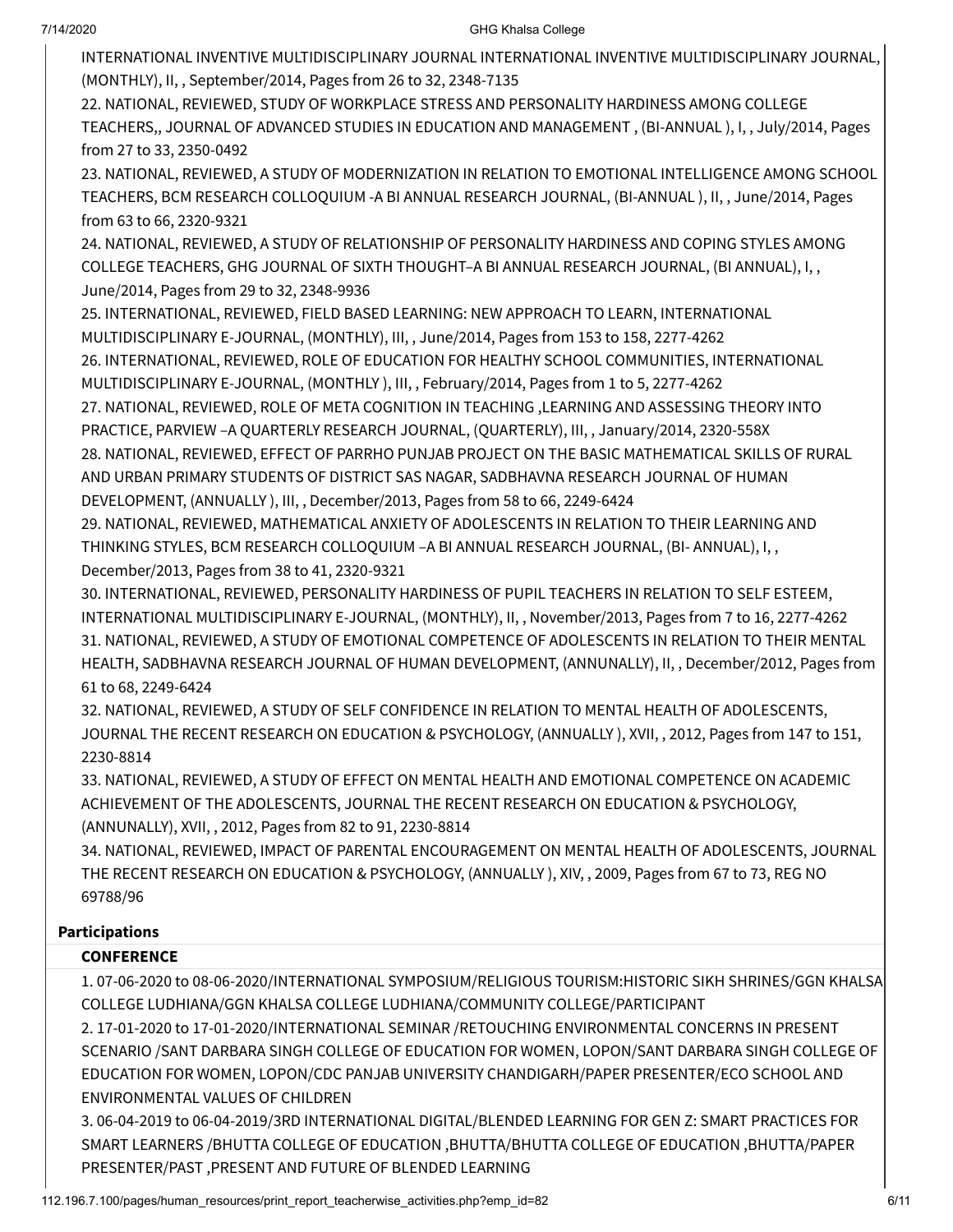INTERNATIONAL INVENTIVE MULTIDISCIPLINARY JOURNAL INTERNATIONAL INVENTIVE MULTIDISCIPLINARY JOURNAL, (MONTHLY), II, , September/2014, Pages from 26 to 32, 2348-7135

22. NATIONAL, REVIEWED, STUDY OF WORKPLACE STRESS AND PERSONALITY HARDINESS AMONG COLLEGE TEACHERS,, JOURNAL OF ADVANCED STUDIES IN EDUCATION AND MANAGEMENT , (BI-ANNUAL ), I, , July/2014, Pages from 27 to 33, 2350-0492

23. NATIONAL, REVIEWED, A STUDY OF MODERNIZATION IN RELATION TO EMOTIONAL INTELLIGENCE AMONG SCHOOL TEACHERS, BCM RESEARCH COLLOQUIUM -A BI ANNUAL RESEARCH JOURNAL, (BI-ANNUAL ), II, , June/2014, Pages from 63 to 66, 2320-9321

24. NATIONAL, REVIEWED, A STUDY OF RELATIONSHIP OF PERSONALITY HARDINESS AND COPING STYLES AMONG COLLEGE TEACHERS, GHG JOURNAL OF SIXTH THOUGHT–A BI ANNUAL RESEARCH JOURNAL, (BI ANNUAL), I, , June/2014, Pages from 29 to 32, 2348-9936

25. INTERNATIONAL, REVIEWED, FIELD BASED LEARNING: NEW APPROACH TO LEARN, INTERNATIONAL MULTIDISCIPLINARY E-JOURNAL, (MONTHLY), III, , June/2014, Pages from 153 to 158, 2277-4262

26. INTERNATIONAL, REVIEWED, ROLE OF EDUCATION FOR HEALTHY SCHOOL COMMUNITIES, INTERNATIONAL MULTIDISCIPLINARY E-JOURNAL, (MONTHLY ), III, , February/2014, Pages from 1 to 5, 2277-4262

27. NATIONAL, REVIEWED, ROLE OF META COGNITION IN TEACHING ,LEARNING AND ASSESSING THEORY INTO PRACTICE, PARVIEW –A QUARTERLY RESEARCH JOURNAL, (QUARTERLY), III, , January/2014, 2320-558X

28. NATIONAL, REVIEWED, EFFECT OF PARRHO PUNJAB PROJECT ON THE BASIC MATHEMATICAL SKILLS OF RURAL AND URBAN PRIMARY STUDENTS OF DISTRICT SAS NAGAR, SADBHAVNA RESEARCH JOURNAL OF HUMAN DEVELOPMENT, (ANNUALLY ), III, , December/2013, Pages from 58 to 66, 2249-6424

29. NATIONAL, REVIEWED, MATHEMATICAL ANXIETY OF ADOLESCENTS IN RELATION TO THEIR LEARNING AND THINKING STYLES, BCM RESEARCH COLLOQUIUM –A BI ANNUAL RESEARCH JOURNAL, (BI- ANNUAL), I, , December/2013, Pages from 38 to 41, 2320-9321

30. INTERNATIONAL, REVIEWED, PERSONALITY HARDINESS OF PUPIL TEACHERS IN RELATION TO SELF ESTEEM, INTERNATIONAL MULTIDISCIPLINARY E-JOURNAL, (MONTHLY), II, , November/2013, Pages from 7 to 16, 2277-4262

31. NATIONAL, REVIEWED, A STUDY OF EMOTIONAL COMPETENCE OF ADOLESCENTS IN RELATION TO THEIR MENTAL HEALTH, SADBHAVNA RESEARCH JOURNAL OF HUMAN DEVELOPMENT, (ANNUNALLY), II, , December/2012, Pages from 61 to 68, 2249-6424

32. NATIONAL, REVIEWED, A STUDY OF SELF CONFIDENCE IN RELATION TO MENTAL HEALTH OF ADOLESCENTS, JOURNAL THE RECENT RESEARCH ON EDUCATION & PSYCHOLOGY, (ANNUALLY ), XVII, , 2012, Pages from 147 to 151, 2230-8814

33. NATIONAL, REVIEWED, A STUDY OF EFFECT ON MENTAL HEALTH AND EMOTIONAL COMPETENCE ON ACADEMIC ACHIEVEMENT OF THE ADOLESCENTS, JOURNAL THE RECENT RESEARCH ON EDUCATION & PSYCHOLOGY, (ANNUNALLY), XVII, , 2012, Pages from 82 to 91, 2230-8814

34. NATIONAL, REVIEWED, IMPACT OF PARENTAL ENCOURAGEMENT ON MENTAL HEALTH OF ADOLESCENTS, JOURNAL THE RECENT RESEARCH ON EDUCATION & PSYCHOLOGY, (ANNUALLY ), XIV, , 2009, Pages from 67 to 73, REG NO 69788/96

## Participations

### CONFERENCE

1. 07-06-2020 to 08-06-2020/INTERNATIONAL SYMPOSIUM/RELIGIOUS TOURISM:HISTORIC SIKH SHRINES/GGN KHALSA COLLEGE LUDHIANA/GGN KHALSA COLLEGE LUDHIANA/COMMUNITY COLLEGE/PARTICIPANT

2. 17-01-2020 to 17-01-2020/INTERNATIONAL SEMINAR /RETOUCHING ENVIRONMENTAL CONCERNS IN PRESENT SCENARIO /SANT DARBARA SINGH COLLEGE OF EDUCATION FOR WOMEN, LOPON/SANT DARBARA SINGH COLLEGE OF EDUCATION FOR WOMEN, LOPON/CDC PANJAB UNIVERSITY CHANDIGARH/PAPER PRESENTER/ECO SCHOOL AND ENVIRONMENTAL VALUES OF CHILDREN

3. 06-04-2019 to 06-04-2019/3RD INTERNATIONAL DIGITAL/BLENDED LEARNING FOR GEN Z: SMART PRACTICES FOR SMART LEARNERS /BHUTTA COLLEGE OF EDUCATION ,BHUTTA/BHUTTA COLLEGE OF EDUCATION ,BHUTTA/PAPER PRESENTER/PAST ,PRESENT AND FUTURE OF BLENDED LEARNING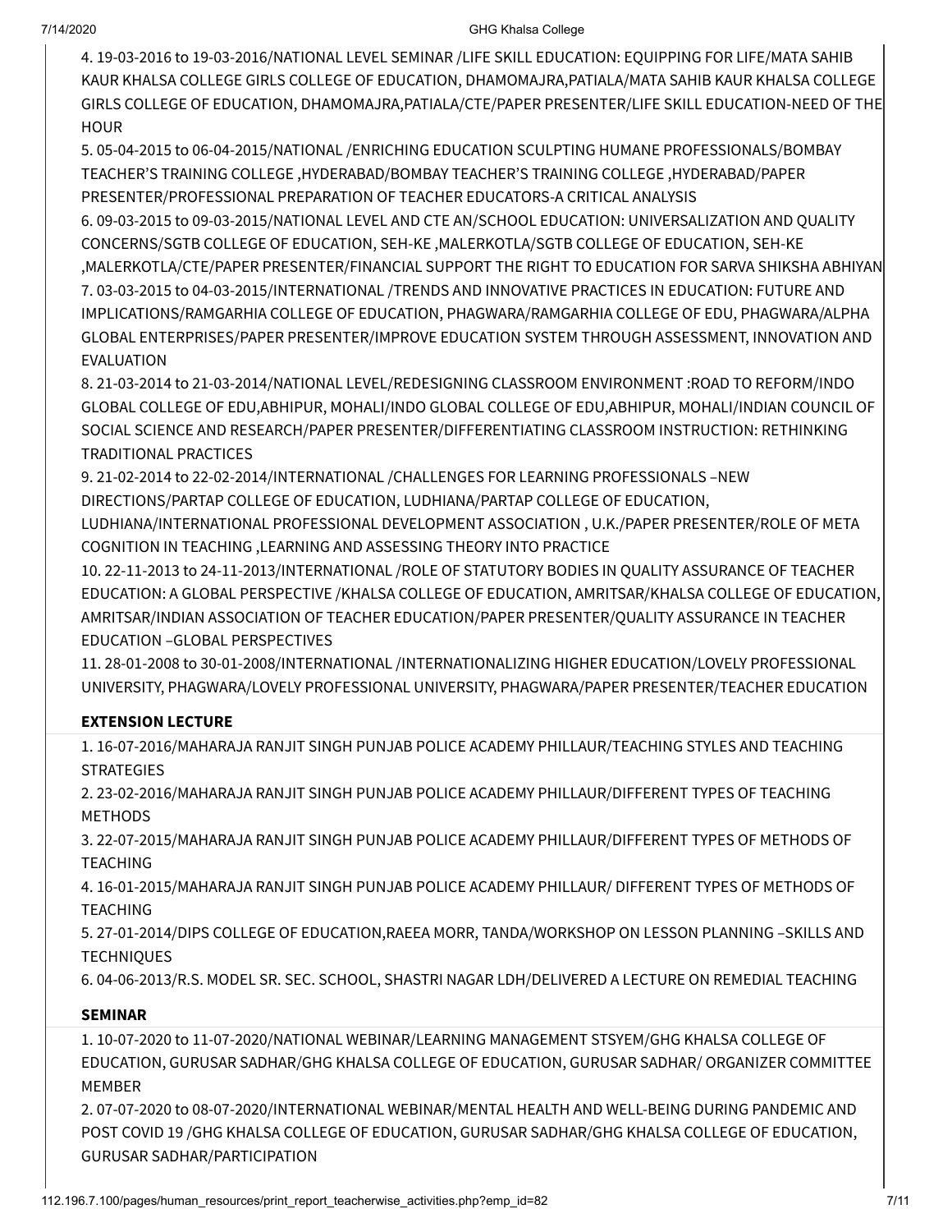4. 19-03-2016 to 19-03-2016/NATIONAL LEVEL SEMINAR /LIFE SKILL EDUCATION: EQUIPPING FOR LIFE/MATA SAHIB KAUR KHALSA COLLEGE GIRLS COLLEGE OF EDUCATION, DHAMOMAJRA,PATIALA/MATA SAHIB KAUR KHALSA COLLEGE GIRLS COLLEGE OF EDUCATION, DHAMOMAJRA,PATIALA/CTE/PAPER PRESENTER/LIFE SKILL EDUCATION-NEED OF THE HOUR
5. 05-04-2015 to 06-04-2015/NATIONAL /ENRICHING EDUCATION SCULPTING HUMANE PROFESSIONALS/BOMBAY TEACHER'S TRAINING COLLEGE ,HYDERABAD/BOMBAY TEACHER'S TRAINING COLLEGE ,HYDERABAD/PAPER PRESENTER/PROFESSIONAL PREPARATION OF TEACHER EDUCATORS-A CRITICAL ANALYSIS
6. 09-03-2015 to 09-03-2015/NATIONAL LEVEL AND CTE AN/SCHOOL EDUCATION: UNIVERSALIZATION AND QUALITY CONCERNS/SGTB COLLEGE OF EDUCATION, SEH-KE ,MALERKOTLA/SGTB COLLEGE OF EDUCATION, SEH-KE ,MALERKOTLA/CTE/PAPER PRESENTER/FINANCIAL SUPPORT THE RIGHT TO EDUCATION FOR SARVA SHIKSHA ABHIYAN
7. 03-03-2015 to 04-03-2015/INTERNATIONAL /TRENDS AND INNOVATIVE PRACTICES IN EDUCATION: FUTURE AND IMPLICATIONS/RAMGARHIA COLLEGE OF EDUCATION, PHAGWARA/RAMGARHIA COLLEGE OF EDU, PHAGWARA/ALPHA GLOBAL ENTERPRISES/PAPER PRESENTER/IMPROVE EDUCATION SYSTEM THROUGH ASSESSMENT, INNOVATION AND EVALUATION
8. 21-03-2014 to 21-03-2014/NATIONAL LEVEL/REDESIGNING CLASSROOM ENVIRONMENT :ROAD TO REFORM/INDO GLOBAL COLLEGE OF EDU,ABHIPUR, MOHALI/INDO GLOBAL COLLEGE OF EDU,ABHIPUR, MOHALI/INDIAN COUNCIL OF SOCIAL SCIENCE AND RESEARCH/PAPER PRESENTER/DIFFERENTIATING CLASSROOM INSTRUCTION: RETHINKING TRADITIONAL PRACTICES
9. 21-02-2014 to 22-02-2014/INTERNATIONAL /CHALLENGES FOR LEARNING PROFESSIONALS –NEW DIRECTIONS/PARTAP COLLEGE OF EDUCATION, LUDHIANA/PARTAP COLLEGE OF EDUCATION, LUDHIANA/INTERNATIONAL PROFESSIONAL DEVELOPMENT ASSOCIATION , U.K./PAPER PRESENTER/ROLE OF META COGNITION IN TEACHING ,LEARNING AND ASSESSING THEORY INTO PRACTICE
10. 22-11-2013 to 24-11-2013/INTERNATIONAL /ROLE OF STATUTORY BODIES IN QUALITY ASSURANCE OF TEACHER EDUCATION: A GLOBAL PERSPECTIVE /KHALSA COLLEGE OF EDUCATION, AMRITSAR/KHALSA COLLEGE OF EDUCATION, AMRITSAR/INDIAN ASSOCIATION OF TEACHER EDUCATION/PAPER PRESENTER/QUALITY ASSURANCE IN TEACHER EDUCATION –GLOBAL PERSPECTIVES
11. 28-01-2008 to 30-01-2008/INTERNATIONAL /INTERNATIONALIZING HIGHER EDUCATION/LOVELY PROFESSIONAL UNIVERSITY, PHAGWARA/LOVELY PROFESSIONAL UNIVERSITY, PHAGWARA/PAPER PRESENTER/TEACHER EDUCATION

**EXTENSION LECTURE**

1. 16-07-2016/MAHARAJA RANJIT SINGH PUNJAB POLICE ACADEMY PHILLAUR/TEACHING STYLES AND TEACHING STRATEGIES
2. 23-02-2016/MAHARAJA RANJIT SINGH PUNJAB POLICE ACADEMY PHILLAUR/DIFFERENT TYPES OF TEACHING METHODS
3. 22-07-2015/MAHARAJA RANJIT SINGH PUNJAB POLICE ACADEMY PHILLAUR/DIFFERENT TYPES OF METHODS OF TEACHING
4. 16-01-2015/MAHARAJA RANJIT SINGH PUNJAB POLICE ACADEMY PHILLAUR/ DIFFERENT TYPES OF METHODS OF TEACHING
5. 27-01-2014/DIPS COLLEGE OF EDUCATION,RAEEA MORR, TANDA/WORKSHOP ON LESSON PLANNING –SKILLS AND TECHNIQUES
6. 04-06-2013/R.S. MODEL SR. SEC. SCHOOL, SHASTRI NAGAR LDH/DELIVERED A LECTURE ON REMEDIAL TEACHING

**SEMINAR**

1. 10-07-2020 to 11-07-2020/NATIONAL WEBINAR/LEARNING MANAGEMENT STSYEM/GHG KHALSA COLLEGE OF EDUCATION, GURUSAR SADHAR/GHG KHALSA COLLEGE OF EDUCATION, GURUSAR SADHAR/ ORGANIZER COMMITTEE MEMBER
2. 07-07-2020 to 08-07-2020/INTERNATIONAL WEBINAR/MENTAL HEALTH AND WELL-BEING DURING PANDEMIC AND POST COVID 19 /GHG KHALSA COLLEGE OF EDUCATION, GURUSAR SADHAR/GHG KHALSA COLLEGE OF EDUCATION, GURUSAR SADHAR/PARTICIPATION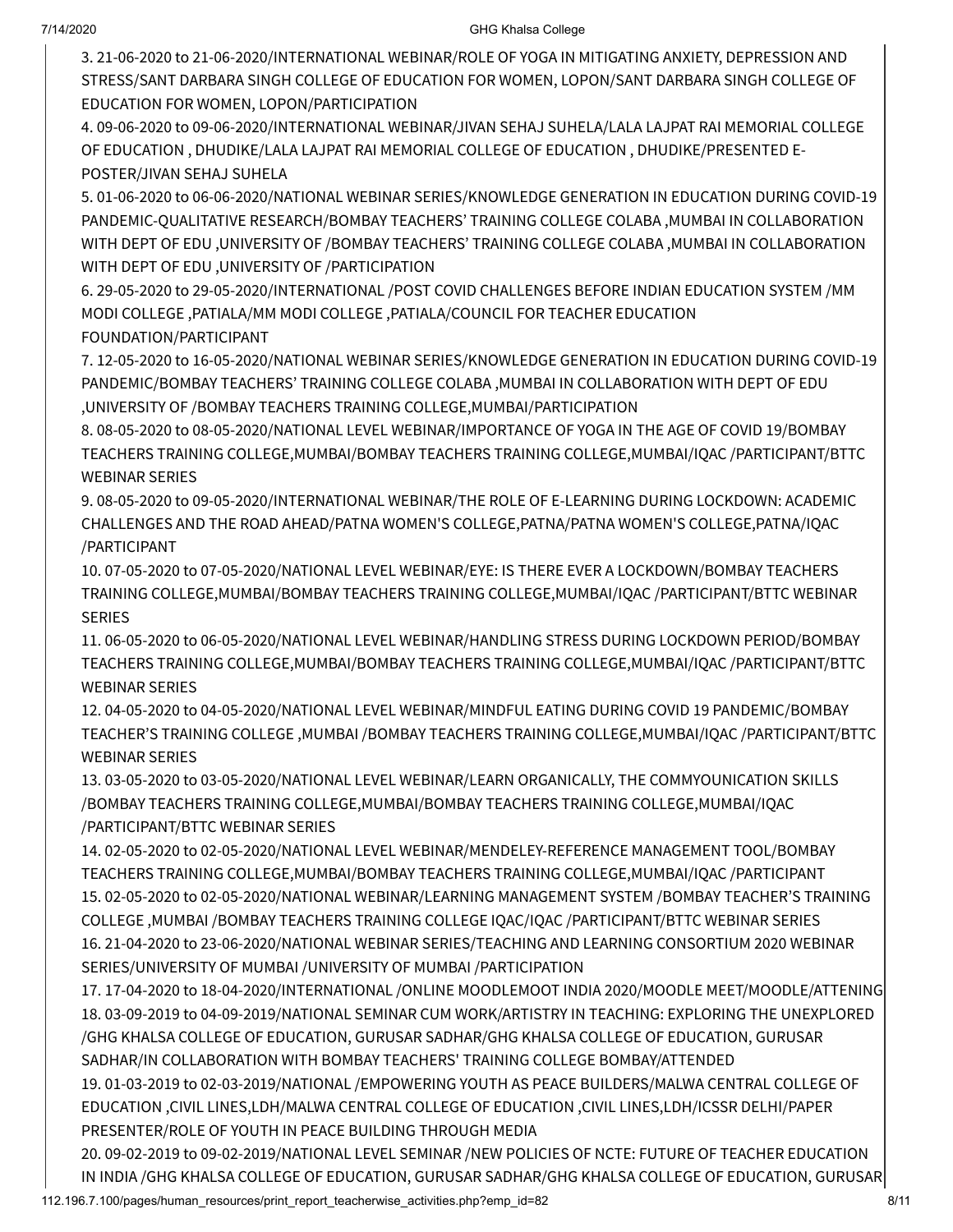3. 21-06-2020 to 21-06-2020/INTERNATIONAL WEBINAR/ROLE OF YOGA IN MITIGATING ANXIETY, DEPRESSION AND STRESS/SANT DARBARA SINGH COLLEGE OF EDUCATION FOR WOMEN, LOPON/SANT DARBARA SINGH COLLEGE OF EDUCATION FOR WOMEN, LOPON/PARTICIPATION

4. 09-06-2020 to 09-06-2020/INTERNATIONAL WEBINAR/JIVAN SEHAJ SUHELA/LALA LAJPAT RAI MEMORIAL COLLEGE OF EDUCATION , DHUDIKE/LALA LAJPAT RAI MEMORIAL COLLEGE OF EDUCATION , DHUDIKE/PRESENTED E-POSTER/JIVAN SEHAJ SUHELA

5. 01-06-2020 to 06-06-2020/NATIONAL WEBINAR SERIES/KNOWLEDGE GENERATION IN EDUCATION DURING COVID-19 PANDEMIC-QUALITATIVE RESEARCH/BOMBAY TEACHERS' TRAINING COLLEGE COLABA ,MUMBAI IN COLLABORATION WITH DEPT OF EDU ,UNIVERSITY OF /BOMBAY TEACHERS' TRAINING COLLEGE COLABA ,MUMBAI IN COLLABORATION WITH DEPT OF EDU ,UNIVERSITY OF /PARTICIPATION

6. 29-05-2020 to 29-05-2020/INTERNATIONAL /POST COVID CHALLENGES BEFORE INDIAN EDUCATION SYSTEM /MM MODI COLLEGE ,PATIALA/MM MODI COLLEGE ,PATIALA/COUNCIL FOR TEACHER EDUCATION FOUNDATION/PARTICIPANT

7. 12-05-2020 to 16-05-2020/NATIONAL WEBINAR SERIES/KNOWLEDGE GENERATION IN EDUCATION DURING COVID-19 PANDEMIC/BOMBAY TEACHERS' TRAINING COLLEGE COLABA ,MUMBAI IN COLLABORATION WITH DEPT OF EDU ,UNIVERSITY OF /BOMBAY TEACHERS TRAINING COLLEGE,MUMBAI/PARTICIPATION

8. 08-05-2020 to 08-05-2020/NATIONAL LEVEL WEBINAR/IMPORTANCE OF YOGA IN THE AGE OF COVID 19/BOMBAY TEACHERS TRAINING COLLEGE,MUMBAI/BOMBAY TEACHERS TRAINING COLLEGE,MUMBAI/IQAC /PARTICIPANT/BTTC WEBINAR SERIES

9. 08-05-2020 to 09-05-2020/INTERNATIONAL WEBINAR/THE ROLE OF E-LEARNING DURING LOCKDOWN: ACADEMIC CHALLENGES AND THE ROAD AHEAD/PATNA WOMEN'S COLLEGE,PATNA/PATNA WOMEN'S COLLEGE,PATNA/IQAC /PARTICIPANT

10. 07-05-2020 to 07-05-2020/NATIONAL LEVEL WEBINAR/EYE: IS THERE EVER A LOCKDOWN/BOMBAY TEACHERS TRAINING COLLEGE,MUMBAI/BOMBAY TEACHERS TRAINING COLLEGE,MUMBAI/IQAC /PARTICIPANT/BTTC WEBINAR SERIES

11. 06-05-2020 to 06-05-2020/NATIONAL LEVEL WEBINAR/HANDLING STRESS DURING LOCKDOWN PERIOD/BOMBAY TEACHERS TRAINING COLLEGE,MUMBAI/BOMBAY TEACHERS TRAINING COLLEGE,MUMBAI/IQAC /PARTICIPANT/BTTC WEBINAR SERIES

12. 04-05-2020 to 04-05-2020/NATIONAL LEVEL WEBINAR/MINDFUL EATING DURING COVID 19 PANDEMIC/BOMBAY TEACHER'S TRAINING COLLEGE ,MUMBAI /BOMBAY TEACHERS TRAINING COLLEGE,MUMBAI/IQAC /PARTICIPANT/BTTC WEBINAR SERIES

13. 03-05-2020 to 03-05-2020/NATIONAL LEVEL WEBINAR/LEARN ORGANICALLY, THE COMMYOUNICATION SKILLS /BOMBAY TEACHERS TRAINING COLLEGE,MUMBAI/BOMBAY TEACHERS TRAINING COLLEGE,MUMBAI/IQAC /PARTICIPANT/BTTC WEBINAR SERIES

14. 02-05-2020 to 02-05-2020/NATIONAL LEVEL WEBINAR/MENDELEY-REFERENCE MANAGEMENT TOOL/BOMBAY TEACHERS TRAINING COLLEGE,MUMBAI/BOMBAY TEACHERS TRAINING COLLEGE,MUMBAI/IQAC /PARTICIPANT

15. 02-05-2020 to 02-05-2020/NATIONAL WEBINAR/LEARNING MANAGEMENT SYSTEM /BOMBAY TEACHER'S TRAINING COLLEGE ,MUMBAI /BOMBAY TEACHERS TRAINING COLLEGE IQAC/IQAC /PARTICIPANT/BTTC WEBINAR SERIES

16. 21-04-2020 to 23-06-2020/NATIONAL WEBINAR SERIES/TEACHING AND LEARNING CONSORTIUM 2020 WEBINAR SERIES/UNIVERSITY OF MUMBAI /UNIVERSITY OF MUMBAI /PARTICIPATION

17. 17-04-2020 to 18-04-2020/INTERNATIONAL /ONLINE MOODLEMOOT INDIA 2020/MOODLE MEET/MOODLE/ATTENING

18. 03-09-2019 to 04-09-2019/NATIONAL SEMINAR CUM WORK/ARTISTRY IN TEACHING: EXPLORING THE UNEXPLORED /GHG KHALSA COLLEGE OF EDUCATION, GURUSAR SADHAR/GHG KHALSA COLLEGE OF EDUCATION, GURUSAR SADHAR/IN COLLABORATION WITH BOMBAY TEACHERS' TRAINING COLLEGE BOMBAY/ATTENDED

19. 01-03-2019 to 02-03-2019/NATIONAL /EMPOWERING YOUTH AS PEACE BUILDERS/MALWA CENTRAL COLLEGE OF EDUCATION ,CIVIL LINES,LDH/MALWA CENTRAL COLLEGE OF EDUCATION ,CIVIL LINES,LDH/ICSSR DELHI/PAPER PRESENTER/ROLE OF YOUTH IN PEACE BUILDING THROUGH MEDIA

20. 09-02-2019 to 09-02-2019/NATIONAL LEVEL SEMINAR /NEW POLICIES OF NCTE: FUTURE OF TEACHER EDUCATION IN INDIA /GHG KHALSA COLLEGE OF EDUCATION, GURUSAR SADHAR/GHG KHALSA COLLEGE OF EDUCATION, GURUSAR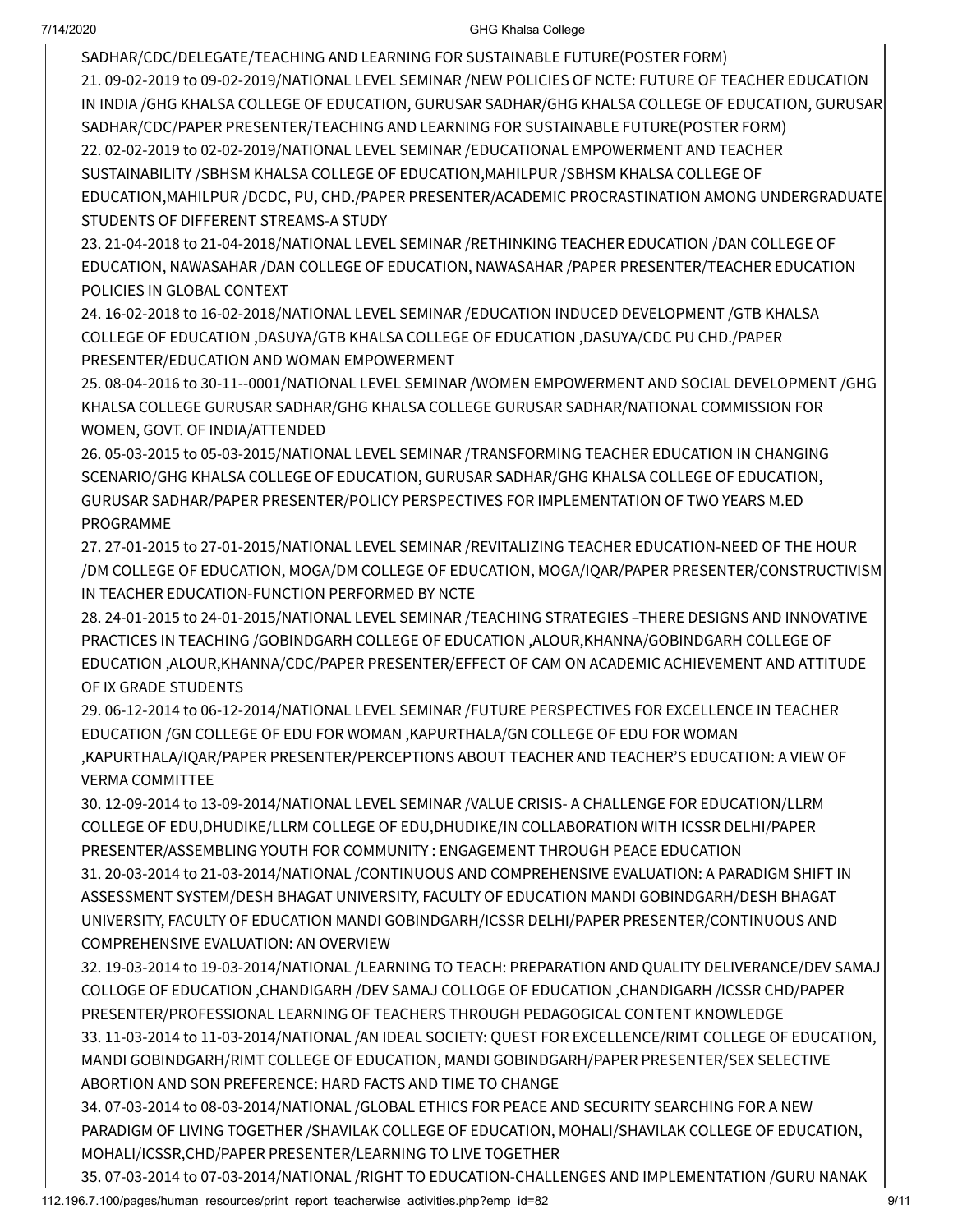SADHAR/CDC/DELEGATE/TEACHING AND LEARNING FOR SUSTAINABLE FUTURE(POSTER FORM)

21. 09-02-2019 to 09-02-2019/NATIONAL LEVEL SEMINAR /NEW POLICIES OF NCTE: FUTURE OF TEACHER EDUCATION IN INDIA /GHG KHALSA COLLEGE OF EDUCATION, GURUSAR SADHAR/GHG KHALSA COLLEGE OF EDUCATION, GURUSAR SADHAR/CDC/PAPER PRESENTER/TEACHING AND LEARNING FOR SUSTAINABLE FUTURE(POSTER FORM)
22. 02-02-2019 to 02-02-2019/NATIONAL LEVEL SEMINAR /EDUCATIONAL EMPOWERMENT AND TEACHER SUSTAINABILITY /SBHSM KHALSA COLLEGE OF EDUCATION,MAHILPUR /SBHSM KHALSA COLLEGE OF EDUCATION,MAHILPUR /DCDC, PU, CHD./PAPER PRESENTER/ACADEMIC PROCRASTINATION AMONG UNDERGRADUATE STUDENTS OF DIFFERENT STREAMS-A STUDY
23. 21-04-2018 to 21-04-2018/NATIONAL LEVEL SEMINAR /RETHINKING TEACHER EDUCATION /DAN COLLEGE OF EDUCATION, NAWASAHAR /DAN COLLEGE OF EDUCATION, NAWASAHAR /PAPER PRESENTER/TEACHER EDUCATION POLICIES IN GLOBAL CONTEXT
24. 16-02-2018 to 16-02-2018/NATIONAL LEVEL SEMINAR /EDUCATION INDUCED DEVELOPMENT /GTB KHALSA COLLEGE OF EDUCATION ,DASUYA/GTB KHALSA COLLEGE OF EDUCATION ,DASUYA/CDC PU CHD./PAPER PRESENTER/EDUCATION AND WOMAN EMPOWERMENT
25. 08-04-2016 to 30-11--0001/NATIONAL LEVEL SEMINAR /WOMEN EMPOWERMENT AND SOCIAL DEVELOPMENT /GHG KHALSA COLLEGE GURUSAR SADHAR/GHG KHALSA COLLEGE GURUSAR SADHAR/NATIONAL COMMISSION FOR WOMEN, GOVT. OF INDIA/ATTENDED
26. 05-03-2015 to 05-03-2015/NATIONAL LEVEL SEMINAR /TRANSFORMING TEACHER EDUCATION IN CHANGING SCENARIO/GHG KHALSA COLLEGE OF EDUCATION, GURUSAR SADHAR/GHG KHALSA COLLEGE OF EDUCATION, GURUSAR SADHAR/PAPER PRESENTER/POLICY PERSPECTIVES FOR IMPLEMENTATION OF TWO YEARS M.ED PROGRAMME
27. 27-01-2015 to 27-01-2015/NATIONAL LEVEL SEMINAR /REVITALIZING TEACHER EDUCATION-NEED OF THE HOUR /DM COLLEGE OF EDUCATION, MOGA/DM COLLEGE OF EDUCATION, MOGA/IQAR/PAPER PRESENTER/CONSTRUCTIVISM IN TEACHER EDUCATION-FUNCTION PERFORMED BY NCTE
28. 24-01-2015 to 24-01-2015/NATIONAL LEVEL SEMINAR /TEACHING STRATEGIES –THERE DESIGNS AND INNOVATIVE PRACTICES IN TEACHING /GOBINDGARH COLLEGE OF EDUCATION ,ALOUR,KHANNA/GOBINDGARH COLLEGE OF EDUCATION ,ALOUR,KHANNA/CDC/PAPER PRESENTER/EFFECT OF CAM ON ACADEMIC ACHIEVEMENT AND ATTITUDE OF IX GRADE STUDENTS
29. 06-12-2014 to 06-12-2014/NATIONAL LEVEL SEMINAR /FUTURE PERSPECTIVES FOR EXCELLENCE IN TEACHER EDUCATION /GN COLLEGE OF EDU FOR WOMAN ,KAPURTHALA/GN COLLEGE OF EDU FOR WOMAN ,KAPURTHALA/IQAR/PAPER PRESENTER/PERCEPTIONS ABOUT TEACHER AND TEACHER'S EDUCATION: A VIEW OF VERMA COMMITTEE
30. 12-09-2014 to 13-09-2014/NATIONAL LEVEL SEMINAR /VALUE CRISIS- A CHALLENGE FOR EDUCATION/LLRM COLLEGE OF EDU,DHUDIKE/LLRM COLLEGE OF EDU,DHUDIKE/IN COLLABORATION WITH ICSSR DELHI/PAPER PRESENTER/ASSEMBLING YOUTH FOR COMMUNITY : ENGAGEMENT THROUGH PEACE EDUCATION
31. 20-03-2014 to 21-03-2014/NATIONAL /CONTINUOUS AND COMPREHENSIVE EVALUATION: A PARADIGM SHIFT IN ASSESSMENT SYSTEM/DESH BHAGAT UNIVERSITY, FACULTY OF EDUCATION MANDI GOBINDGARH/DESH BHAGAT UNIVERSITY, FACULTY OF EDUCATION MANDI GOBINDGARH/ICSSR DELHI/PAPER PRESENTER/CONTINUOUS AND COMPREHENSIVE EVALUATION: AN OVERVIEW
32. 19-03-2014 to 19-03-2014/NATIONAL /LEARNING TO TEACH: PREPARATION AND QUALITY DELIVERANCE/DEV SAMAJ COLLOGE OF EDUCATION ,CHANDIGARH /DEV SAMAJ COLLOGE OF EDUCATION ,CHANDIGARH /ICSSR CHD/PAPER PRESENTER/PROFESSIONAL LEARNING OF TEACHERS THROUGH PEDAGOGICAL CONTENT KNOWLEDGE
33. 11-03-2014 to 11-03-2014/NATIONAL /AN IDEAL SOCIETY: QUEST FOR EXCELLENCE/RIMT COLLEGE OF EDUCATION, MANDI GOBINDGARH/RIMT COLLEGE OF EDUCATION, MANDI GOBINDGARH/PAPER PRESENTER/SEX SELECTIVE ABORTION AND SON PREFERENCE: HARD FACTS AND TIME TO CHANGE
34. 07-03-2014 to 08-03-2014/NATIONAL /GLOBAL ETHICS FOR PEACE AND SECURITY SEARCHING FOR A NEW PARADIGM OF LIVING TOGETHER /SHAVILAK COLLEGE OF EDUCATION, MOHALI/SHAVILAK COLLEGE OF EDUCATION, MOHALI/ICSSR,CHD/PAPER PRESENTER/LEARNING TO LIVE TOGETHER
35. 07-03-2014 to 07-03-2014/NATIONAL /RIGHT TO EDUCATION-CHALLENGES AND IMPLEMENTATION /GURU NANAK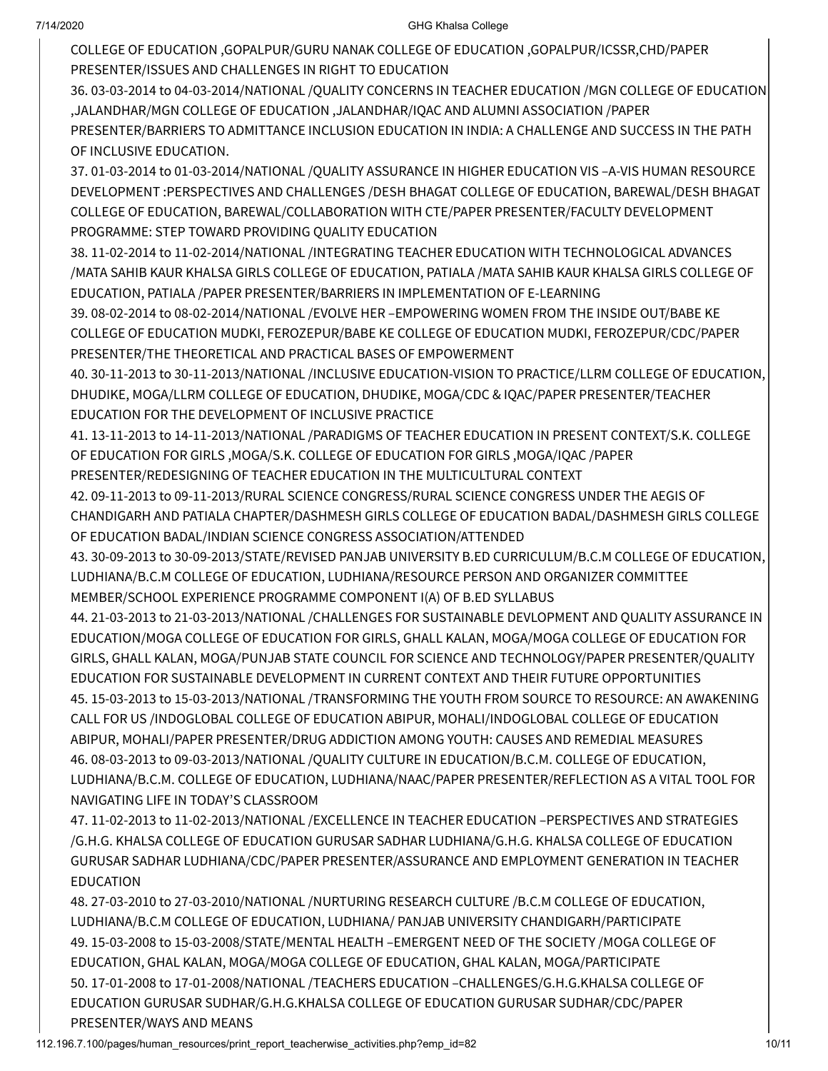COLLEGE OF EDUCATION ,GOPALPUR/GURU NANAK COLLEGE OF EDUCATION ,GOPALPUR/ICSSR,CHD/PAPER PRESENTER/ISSUES AND CHALLENGES IN RIGHT TO EDUCATION

36. 03-03-2014 to 04-03-2014/NATIONAL /QUALITY CONCERNS IN TEACHER EDUCATION /MGN COLLEGE OF EDUCATION ,JALANDHAR/MGN COLLEGE OF EDUCATION ,JALANDHAR/IQAC AND ALUMNI ASSOCIATION /PAPER PRESENTER/BARRIERS TO ADMITTANCE INCLUSION EDUCATION IN INDIA: A CHALLENGE AND SUCCESS IN THE PATH OF INCLUSIVE EDUCATION.
37. 01-03-2014 to 01-03-2014/NATIONAL /QUALITY ASSURANCE IN HIGHER EDUCATION VIS –A-VIS HUMAN RESOURCE DEVELOPMENT :PERSPECTIVES AND CHALLENGES /DESH BHAGAT COLLEGE OF EDUCATION, BAREWAL/DESH BHAGAT COLLEGE OF EDUCATION, BAREWAL/COLLABORATION WITH CTE/PAPER PRESENTER/FACULTY DEVELOPMENT PROGRAMME: STEP TOWARD PROVIDING QUALITY EDUCATION
38. 11-02-2014 to 11-02-2014/NATIONAL /INTEGRATING TEACHER EDUCATION WITH TECHNOLOGICAL ADVANCES /MATA SAHIB KAUR KHALSA GIRLS COLLEGE OF EDUCATION, PATIALA /MATA SAHIB KAUR KHALSA GIRLS COLLEGE OF EDUCATION, PATIALA /PAPER PRESENTER/BARRIERS IN IMPLEMENTATION OF E-LEARNING
39. 08-02-2014 to 08-02-2014/NATIONAL /EVOLVE HER –EMPOWERING WOMEN FROM THE INSIDE OUT/BABE KE COLLEGE OF EDUCATION MUDKI, FEROZEPUR/BABE KE COLLEGE OF EDUCATION MUDKI, FEROZEPUR/CDC/PAPER PRESENTER/THE THEORETICAL AND PRACTICAL BASES OF EMPOWERMENT
40. 30-11-2013 to 30-11-2013/NATIONAL /INCLUSIVE EDUCATION-VISION TO PRACTICE/LLRM COLLEGE OF EDUCATION, DHUDIKE, MOGA/LLRM COLLEGE OF EDUCATION, DHUDIKE, MOGA/CDC & IQAC/PAPER PRESENTER/TEACHER EDUCATION FOR THE DEVELOPMENT OF INCLUSIVE PRACTICE
41. 13-11-2013 to 14-11-2013/NATIONAL /PARADIGMS OF TEACHER EDUCATION IN PRESENT CONTEXT/S.K. COLLEGE OF EDUCATION FOR GIRLS ,MOGA/S.K. COLLEGE OF EDUCATION FOR GIRLS ,MOGA/IQAC /PAPER PRESENTER/REDESIGNING OF TEACHER EDUCATION IN THE MULTICULTURAL CONTEXT
42. 09-11-2013 to 09-11-2013/RURAL SCIENCE CONGRESS/RURAL SCIENCE CONGRESS UNDER THE AEGIS OF CHANDIGARH AND PATIALA CHAPTER/DASHMESH GIRLS COLLEGE OF EDUCATION BADAL/DASHMESH GIRLS COLLEGE OF EDUCATION BADAL/INDIAN SCIENCE CONGRESS ASSOCIATION/ATTENDED
43. 30-09-2013 to 30-09-2013/STATE/REVISED PANJAB UNIVERSITY B.ED CURRICULUM/B.C.M COLLEGE OF EDUCATION, LUDHIANA/B.C.M COLLEGE OF EDUCATION, LUDHIANA/RESOURCE PERSON AND ORGANIZER COMMITTEE MEMBER/SCHOOL EXPERIENCE PROGRAMME COMPONENT I(A) OF B.ED SYLLABUS
44. 21-03-2013 to 21-03-2013/NATIONAL /CHALLENGES FOR SUSTAINABLE DEVLOPMENT AND QUALITY ASSURANCE IN EDUCATION/MOGA COLLEGE OF EDUCATION FOR GIRLS, GHALL KALAN, MOGA/MOGA COLLEGE OF EDUCATION FOR GIRLS, GHALL KALAN, MOGA/PUNJAB STATE COUNCIL FOR SCIENCE AND TECHNOLOGY/PAPER PRESENTER/QUALITY EDUCATION FOR SUSTAINABLE DEVELOPMENT IN CURRENT CONTEXT AND THEIR FUTURE OPPORTUNITIES
45. 15-03-2013 to 15-03-2013/NATIONAL /TRANSFORMING THE YOUTH FROM SOURCE TO RESOURCE: AN AWAKENING CALL FOR US /INDOGLOBAL COLLEGE OF EDUCATION ABIPUR, MOHALI/INDOGLOBAL COLLEGE OF EDUCATION ABIPUR, MOHALI/PAPER PRESENTER/DRUG ADDICTION AMONG YOUTH: CAUSES AND REMEDIAL MEASURES
46. 08-03-2013 to 09-03-2013/NATIONAL /QUALITY CULTURE IN EDUCATION/B.C.M. COLLEGE OF EDUCATION, LUDHIANA/B.C.M. COLLEGE OF EDUCATION, LUDHIANA/NAAC/PAPER PRESENTER/REFLECTION AS A VITAL TOOL FOR NAVIGATING LIFE IN TODAY'S CLASSROOM
47. 11-02-2013 to 11-02-2013/NATIONAL /EXCELLENCE IN TEACHER EDUCATION –PERSPECTIVES AND STRATEGIES /G.H.G. KHALSA COLLEGE OF EDUCATION GURUSAR SADHAR LUDHIANA/G.H.G. KHALSA COLLEGE OF EDUCATION GURUSAR SADHAR LUDHIANA/CDC/PAPER PRESENTER/ASSURANCE AND EMPLOYMENT GENERATION IN TEACHER EDUCATION
48. 27-03-2010 to 27-03-2010/NATIONAL /NURTURING RESEARCH CULTURE /B.C.M COLLEGE OF EDUCATION, LUDHIANA/B.C.M COLLEGE OF EDUCATION, LUDHIANA/ PANJAB UNIVERSITY CHANDIGARH/PARTICIPATE
49. 15-03-2008 to 15-03-2008/STATE/MENTAL HEALTH –EMERGENT NEED OF THE SOCIETY /MOGA COLLEGE OF EDUCATION, GHAL KALAN, MOGA/MOGA COLLEGE OF EDUCATION, GHAL KALAN, MOGA/PARTICIPATE
50. 17-01-2008 to 17-01-2008/NATIONAL /TEACHERS EDUCATION –CHALLENGES/G.H.G.KHALSA COLLEGE OF EDUCATION GURUSAR SUDHAR/G.H.G.KHALSA COLLEGE OF EDUCATION GURUSAR SUDHAR/CDC/PAPER PRESENTER/WAYS AND MEANS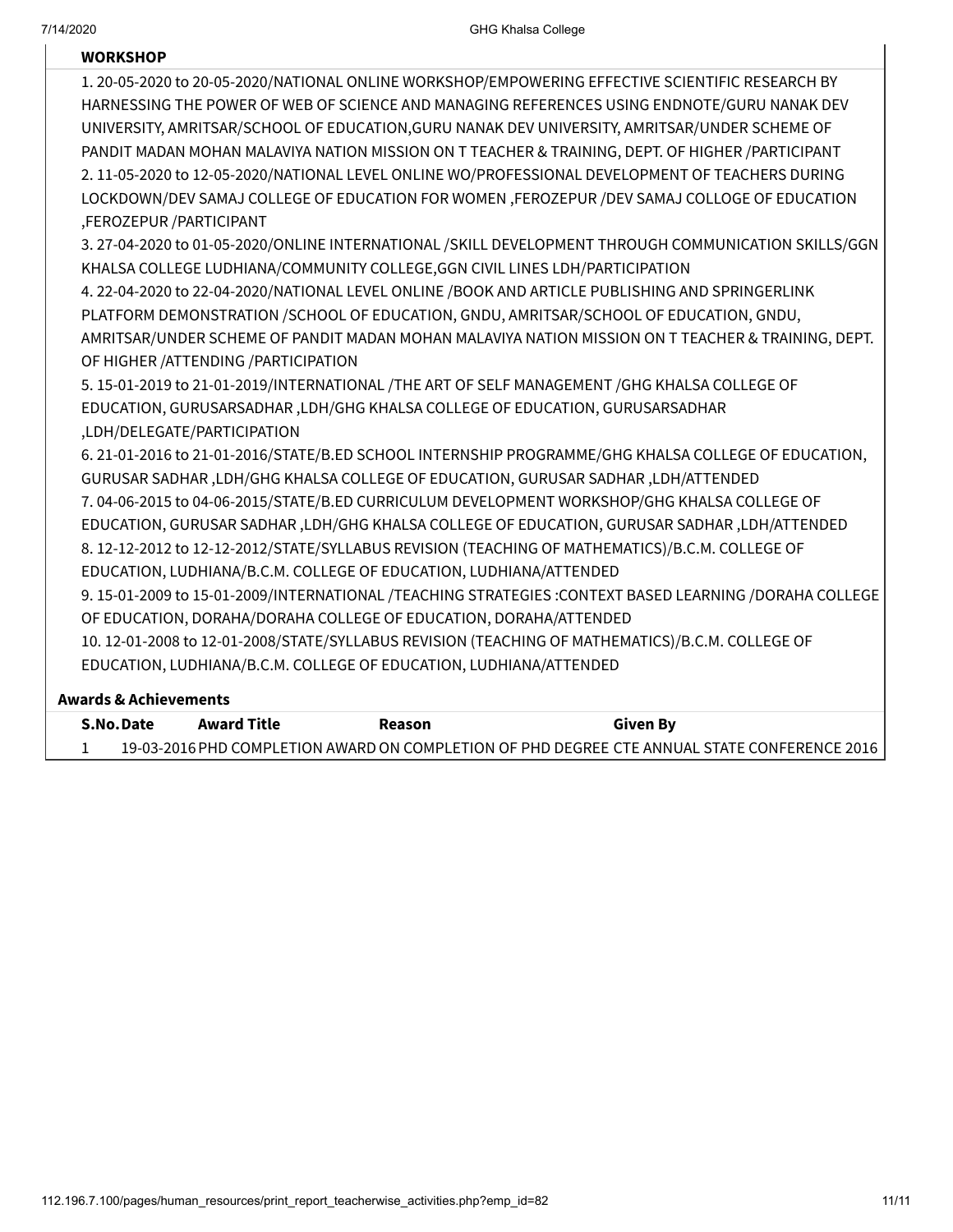**WORKSHOP**

1. 20-05-2020 to 20-05-2020/NATIONAL ONLINE WORKSHOP/EMPOWERING EFFECTIVE SCIENTIFIC RESEARCH BY HARNESSING THE POWER OF WEB OF SCIENCE AND MANAGING REFERENCES USING ENDNOTE/GURU NANAK DEV UNIVERSITY, AMRITSAR/SCHOOL OF EDUCATION,GURU NANAK DEV UNIVERSITY, AMRITSAR/UNDER SCHEME OF PANDIT MADAN MOHAN MALAVIYA NATION MISSION ON T TEACHER & TRAINING, DEPT. OF HIGHER /PARTICIPANT
2. 11-05-2020 to 12-05-2020/NATIONAL LEVEL ONLINE WO/PROFESSIONAL DEVELOPMENT OF TEACHERS DURING LOCKDOWN/DEV SAMAJ COLLEGE OF EDUCATION FOR WOMEN ,FEROZEPUR /DEV SAMAJ COLLOGE OF EDUCATION ,FEROZEPUR /PARTICIPANT
3. 27-04-2020 to 01-05-2020/ONLINE INTERNATIONAL /SKILL DEVELOPMENT THROUGH COMMUNICATION SKILLS/GGN KHALSA COLLEGE LUDHIANA/COMMUNITY COLLEGE,GGN CIVIL LINES LDH/PARTICIPATION
4. 22-04-2020 to 22-04-2020/NATIONAL LEVEL ONLINE /BOOK AND ARTICLE PUBLISHING AND SPRINGERLINK PLATFORM DEMONSTRATION /SCHOOL OF EDUCATION, GNDU, AMRITSAR/SCHOOL OF EDUCATION, GNDU, AMRITSAR/UNDER SCHEME OF PANDIT MADAN MOHAN MALAVIYA NATION MISSION ON T TEACHER & TRAINING, DEPT. OF HIGHER /ATTENDING /PARTICIPATION
5. 15-01-2019 to 21-01-2019/INTERNATIONAL /THE ART OF SELF MANAGEMENT /GHG KHALSA COLLEGE OF EDUCATION, GURUSARSADHAR ,LDH/GHG KHALSA COLLEGE OF EDUCATION, GURUSARSADHAR ,LDH/DELEGATE/PARTICIPATION
6. 21-01-2016 to 21-01-2016/STATE/B.ED SCHOOL INTERNSHIP PROGRAMME/GHG KHALSA COLLEGE OF EDUCATION, GURUSAR SADHAR ,LDH/GHG KHALSA COLLEGE OF EDUCATION, GURUSAR SADHAR ,LDH/ATTENDED
7. 04-06-2015 to 04-06-2015/STATE/B.ED CURRICULUM DEVELOPMENT WORKSHOP/GHG KHALSA COLLEGE OF EDUCATION, GURUSAR SADHAR ,LDH/GHG KHALSA COLLEGE OF EDUCATION, GURUSAR SADHAR ,LDH/ATTENDED
8. 12-12-2012 to 12-12-2012/STATE/SYLLABUS REVISION (TEACHING OF MATHEMATICS)/B.C.M. COLLEGE OF EDUCATION, LUDHIANA/B.C.M. COLLEGE OF EDUCATION, LUDHIANA/ATTENDED
9. 15-01-2009 to 15-01-2009/INTERNATIONAL /TEACHING STRATEGIES :CONTEXT BASED LEARNING /DORAHA COLLEGE OF EDUCATION, DORAHA/DORAHA COLLEGE OF EDUCATION, DORAHA/ATTENDED
10. 12-01-2008 to 12-01-2008/STATE/SYLLABUS REVISION (TEACHING OF MATHEMATICS)/B.C.M. COLLEGE OF EDUCATION, LUDHIANA/B.C.M. COLLEGE OF EDUCATION, LUDHIANA/ATTENDED

**Awards & Achievements**

| S.No. | Date | Award Title | Reason | Given By |
|---|---|---|---|---|
| 1 | 19-03-2016 | PHD COMPLETION AWARD | ON COMPLETION OF PHD DEGREE | CTE ANNUAL STATE CONFERENCE 2016 |